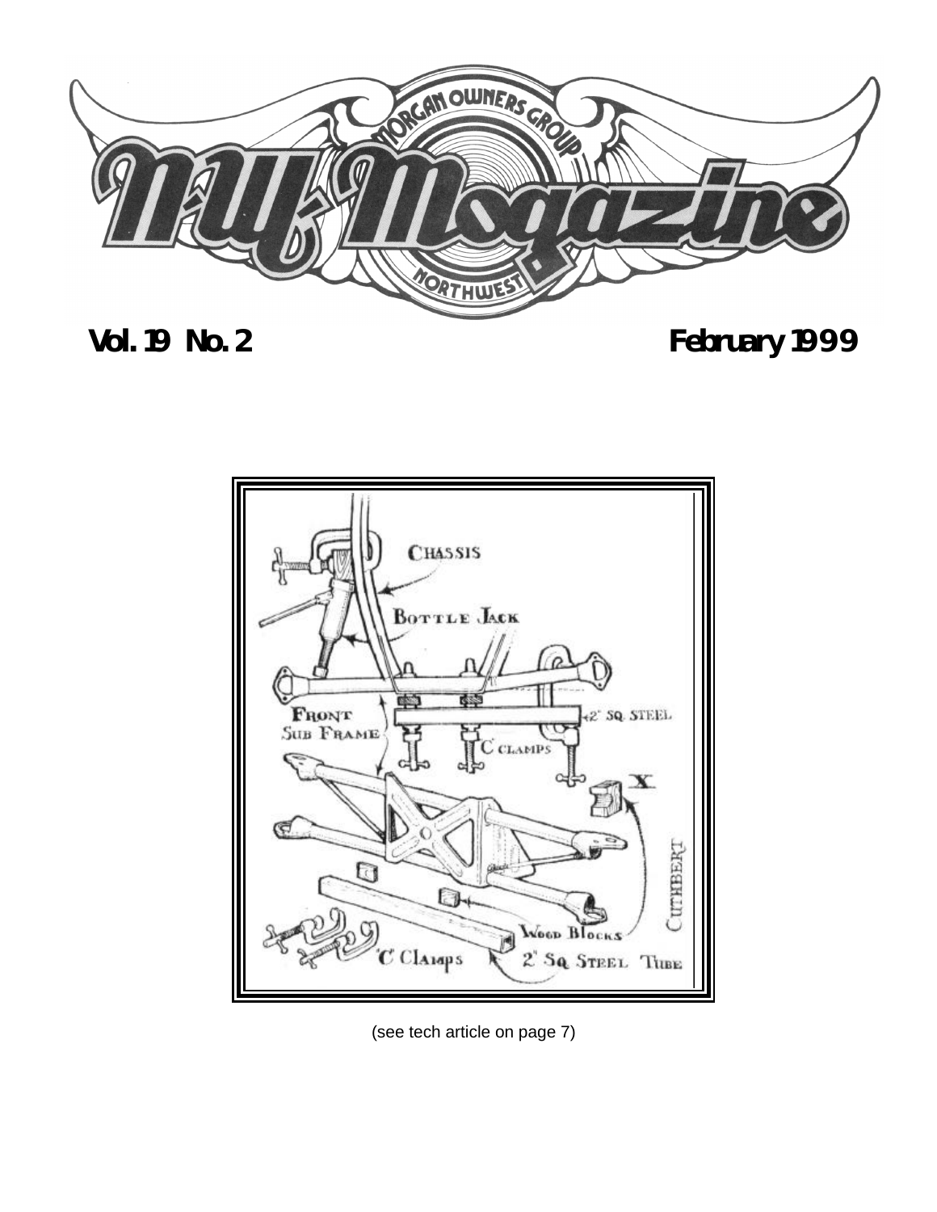# NW Mogazine

Morgan Owners Group Northwest

**Vol. 19 No. 2** **February 1999**

(see tech article on page 7)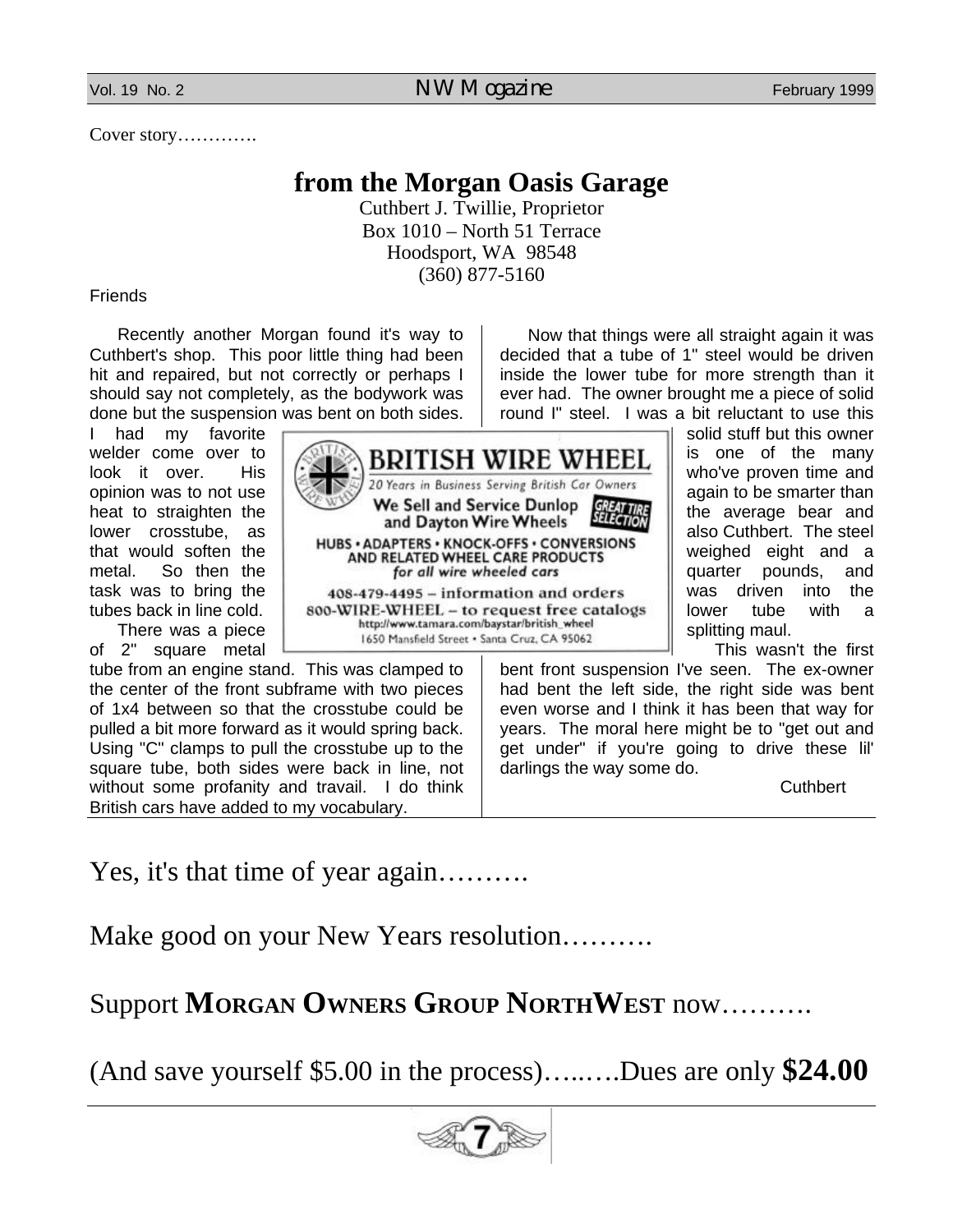Cover story………….

## from the Morgan Oasis Garage

Cuthbert J. Twillie, Proprietor
Box 1010 – North 51 Terrace
Hoodsport, WA 98548
(360) 877-5160

Friends

Recently another Morgan found it's way to Cuthbert's shop. This poor little thing had been hit and repaired, but not correctly or perhaps I should say not completely, as the bodywork was done but the suspension was bent on both sides. I had my favorite welder come over to look it over. His opinion was to not use heat to straighten the lower crosstube, as that would soften the metal. So then the task was to bring the tubes back in line cold.

There was a piece of 2" square metal tube from an engine stand. This was clamped to the center of the front subframe with two pieces of 1x4 between so that the crosstube could be pulled a bit more forward as it would spring back. Using "C" clamps to pull the crosstube up to the square tube, both sides were back in line, not without some profanity and travail. I do think British cars have added to my vocabulary.

Now that things were all straight again it was decided that a tube of 1" steel would be driven inside the lower tube for more strength than it ever had. The owner brought me a piece of solid round I" steel. I was a bit reluctant to use this solid stuff but this owner is one of the many who've proven time and again to be smarter than the average bear and also Cuthbert. The steel weighed eight and a quarter pounds, and was driven into the lower tube with a splitting maul.

This wasn't the first bent front suspension I've seen. The ex-owner had bent the left side, the right side was bent even worse and I think it has been that way for years. The moral here might be to "get out and get under" if you're going to drive these lil' darlings the way some do.

Cuthbert

**BRITISH WIRE WHEEL**
*20 Years in Business Serving British Car Owners*
**We Sell and Service Dunlop and Dayton Wire Wheels**
GREAT TIRE SELECTION
**HUBS • ADAPTERS • KNOCK-OFFS • CONVERSIONS AND RELATED WHEEL CARE PRODUCTS**
*for all wire wheeled cars*
408-479-4495 – information and orders
800-WIRE-WHEEL – to request free catalogs
http://www.tamara.com/baystar/british_wheel
1650 Mansfield Street • Santa Cruz, CA 95062

Yes, it's that time of year again……….

Make good on your New Years resolution……….

Support **MORGAN OWNERS GROUP NORTHWEST** now……….

(And save yourself $5.00 in the process)…..….Dues are only **$24.00**